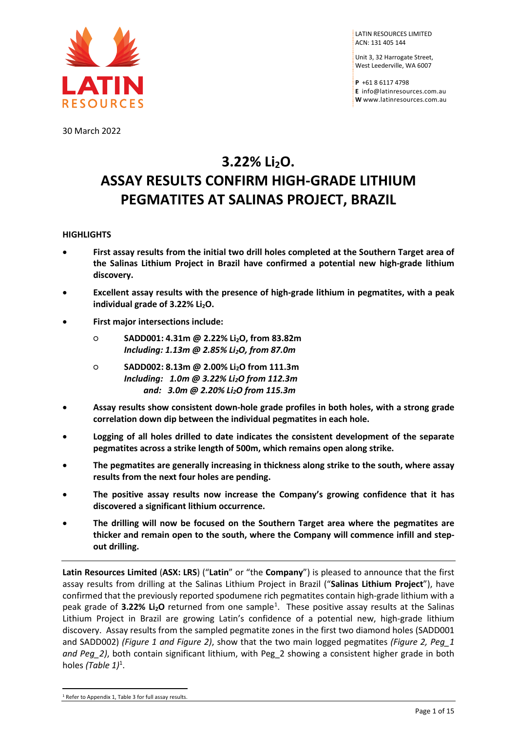LATIN RESOURCES LIMITED
ACN: 131 405 144

Unit 3, 32 Harrogate Street,
West Leederville, WA 6007

**P** +61 8 6117 4798
**E** info@latinresources.com.au
**W** www.latinresources.com.au

30 March 2022

# 3.22% $Li_2O$.
# ASSAY RESULTS CONFIRM HIGH-GRADE LITHIUM PEGMATITES AT SALINAS PROJECT, BRAZIL

## HIGHLIGHTS

- **First assay results from the initial two drill holes completed at the Southern Target area of the Salinas Lithium Project in Brazil have confirmed a potential new high-grade lithium discovery.**
- **Excellent assay results with the presence of high-grade lithium in pegmatites, with a peak individual grade of 3.22% $Li_2O$.**
- **First major intersections include:**
    - **SADD001: 4.31m @ 2.22% $Li_2O$, from 83.82m**
      ***Including: 1.13m @ 2.85% $Li_2O$, from 87.0m***
    - **SADD002: 8.13m @ 2.00% $Li_2O$ from 111.3m**
      ***Including: 1.0m @ 3.22% $Li_2O$ from 112.3m***
      ***and: 3.0m @ 2.20% $Li_2O$ from 115.3m***
- **Assay results show consistent down-hole grade profiles in both holes, with a strong grade correlation down dip between the individual pegmatites in each hole.**
- **Logging of all holes drilled to date indicates the consistent development of the separate pegmatites across a strike length of 500m, which remains open along strike.**
- **The pegmatites are generally increasing in thickness along strike to the south, where assay results from the next four holes are pending.**
- **The positive assay results now increase the Company's growing confidence that it has discovered a significant lithium occurrence.**
- **The drilling will now be focused on the Southern Target area where the pegmatites are thicker and remain open to the south, where the Company will commence infill and step-out drilling.**

---

**Latin Resources Limited** (**ASX: LRS**) ("**Latin**" or "the **Company**") is pleased to announce that the first assay results from drilling at the Salinas Lithium Project in Brazil ("**Salinas Lithium Project**"), have confirmed that the previously reported spodumene rich pegmatites contain high-grade lithium with a peak grade of **3.22% $Li_2O$** returned from one sample[1]. These positive assay results at the Salinas Lithium Project in Brazil are growing Latin's confidence of a potential new, high-grade lithium discovery. Assay results from the sampled pegmatite zones in the first two diamond holes (SADD001 and SADD002) *(Figure 1 and Figure 2)*, show that the two main logged pegmatites *(Figure 2, Peg_1 and Peg_2)*, both contain significant lithium, with Peg_2 showing a consistent higher grade in both holes *(Table 1)*[1].

[1] Refer to Appendix 1, Table 3 for full assay results.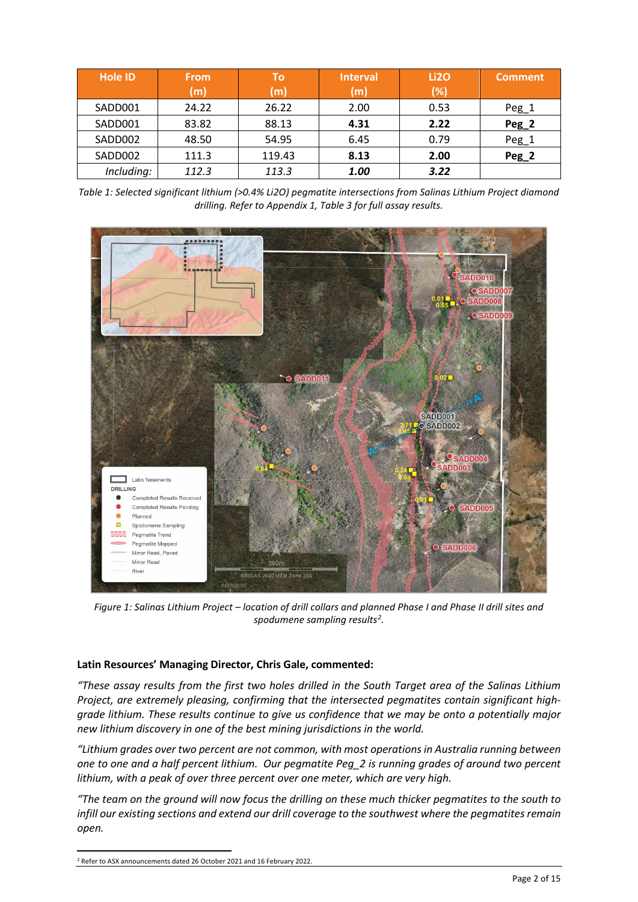| Hole ID | From (m) | To (m) | Interval (m) | Li2O (%) | Comment |
|---|---|---|---|---|---|
| SADD001 | 24.22 | 26.22 | 2.00 | 0.53 | Peg_1 |
| SADD001 | 83.82 | 88.13 | **4.31** | **2.22** | **Peg_2** |
| SADD002 | 48.50 | 54.95 | 6.45 | 0.79 | Peg_1 |
| SADD002 | 111.3 | 119.43 | **8.13** | **2.00** | **Peg_2** |
| *Including:* | *112.3* | *113.3* | ***1.00*** | ***3.22*** | |

*Table 1: Selected significant lithium (>0.4% Li2O) pegmatite intersections from Salinas Lithium Project diamond drilling. Refer to Appendix 1, Table 3 for full assay results.*

*Figure 1: Salinas Lithium Project – location of drill collars and planned Phase I and Phase II drill sites and spodumene sampling results[2].*

**Latin Resources' Managing Director, Chris Gale, commented:**

*"These assay results from the first two holes drilled in the South Target area of the Salinas Lithium Project, are extremely pleasing, confirming that the intersected pegmatites contain significant high-grade lithium. These results continue to give us confidence that we may be onto a potentially major new lithium discovery in one of the best mining jurisdictions in the world.*

*"Lithium grades over two percent are not common, with most operations in Australia running between one to one and a half percent lithium. Our pegmatite Peg_2 is running grades of around two percent lithium, with a peak of over three percent over one meter, which are very high.*

*"The team on the ground will now focus the drilling on these much thicker pegmatites to the south to infill our existing sections and extend our drill coverage to the southwest where the pegmatites remain open.*

[2] Refer to ASX announcements dated 26 October 2021 and 16 February 2022.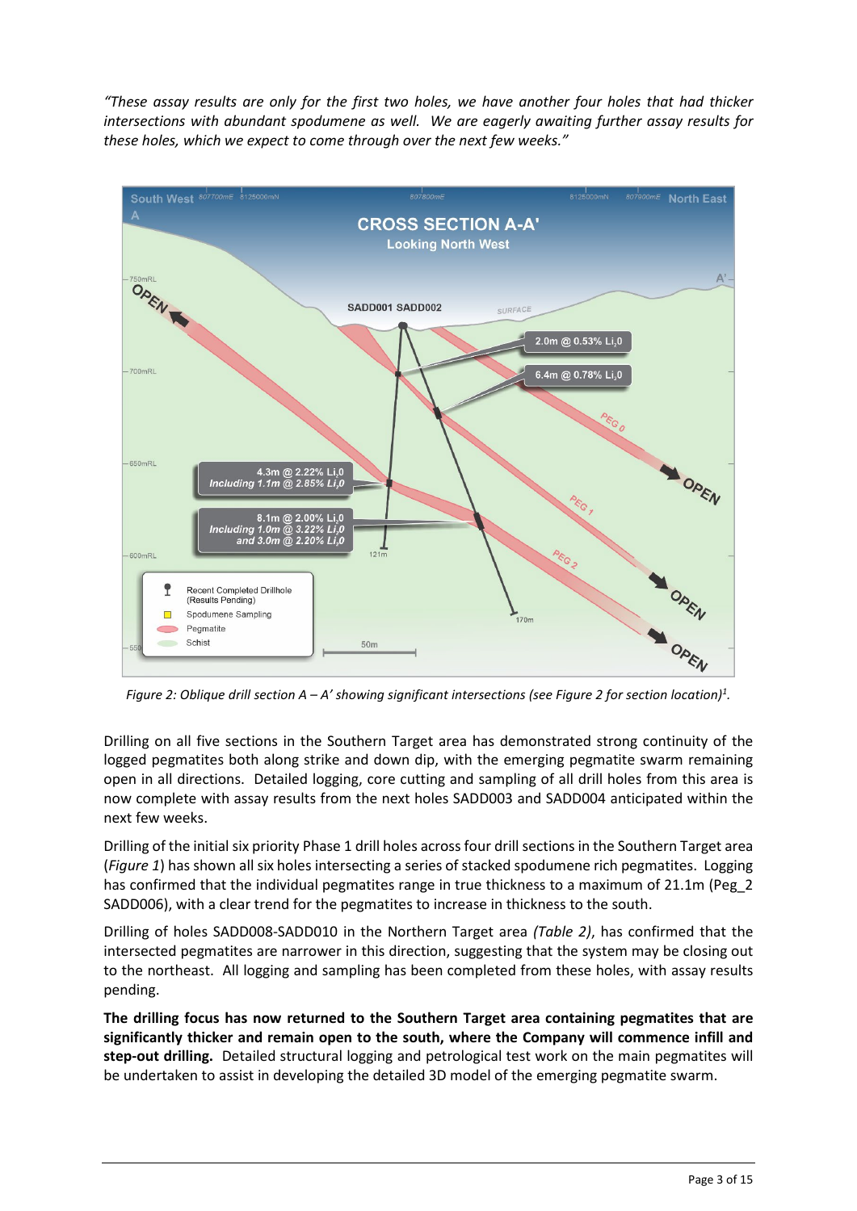*"These assay results are only for the first two holes, we have another four holes that had thicker intersections with abundant spodumene as well. We are eagerly awaiting further assay results for these holes, which we expect to come through over the next few weeks."*

*Figure 2: Oblique drill section A – A' showing significant intersections (see Figure 2 for section location)[1].*

Drilling on all five sections in the Southern Target area has demonstrated strong continuity of the logged pegmatites both along strike and down dip, with the emerging pegmatite swarm remaining open in all directions. Detailed logging, core cutting and sampling of all drill holes from this area is now complete with assay results from the next holes SADD003 and SADD004 anticipated within the next few weeks.

Drilling of the initial six priority Phase 1 drill holes across four drill sections in the Southern Target area (*Figure 1*) has shown all six holes intersecting a series of stacked spodumene rich pegmatites. Logging has confirmed that the individual pegmatites range in true thickness to a maximum of 21.1m (Peg_2 SADD006), with a clear trend for the pegmatites to increase in thickness to the south.

Drilling of holes SADD008-SADD010 in the Northern Target area *(Table 2)*, has confirmed that the intersected pegmatites are narrower in this direction, suggesting that the system may be closing out to the northeast. All logging and sampling has been completed from these holes, with assay results pending.

**The drilling focus has now returned to the Southern Target area containing pegmatites that are significantly thicker and remain open to the south, where the Company will commence infill and step-out drilling.** Detailed structural logging and petrological test work on the main pegmatites will be undertaken to assist in developing the detailed 3D model of the emerging pegmatite swarm.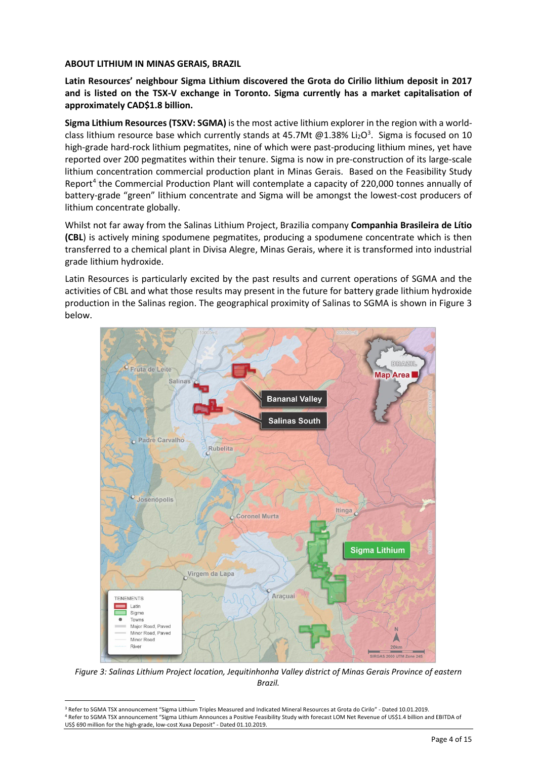**ABOUT LITHIUM IN MINAS GERAIS, BRAZIL**

**Latin Resources' neighbour Sigma Lithium discovered the Grota do Cirilio lithium deposit in 2017 and is listed on the TSX-V exchange in Toronto. Sigma currently has a market capitalisation of approximately CAD$1.8 billion.**

**Sigma Lithium Resources (TSXV: SGMA)** is the most active lithium explorer in the region with a world-class lithium resource base which currently stands at 45.7Mt @1.38% $Li_2O$[3]. Sigma is focused on 10 high-grade hard-rock lithium pegmatites, nine of which were past-producing lithium mines, yet have reported over 200 pegmatites within their tenure. Sigma is now in pre-construction of its large-scale lithium concentration commercial production plant in Minas Gerais. Based on the Feasibility Study Report[4] the Commercial Production Plant will contemplate a capacity of 220,000 tonnes annually of battery-grade "green" lithium concentrate and Sigma will be amongst the lowest-cost producers of lithium concentrate globally.

Whilst not far away from the Salinas Lithium Project, Brazilia company **Companhia Brasileira de Lítio (CBL)** is actively mining spodumene pegmatites, producing a spodumene concentrate which is then transferred to a chemical plant in Divisa Alegre, Minas Gerais, where it is transformed into industrial grade lithium hydroxide.

Latin Resources is particularly excited by the past results and current operations of SGMA and the activities of CBL and what those results may present in the future for battery grade lithium hydroxide production in the Salinas region. The geographical proximity of Salinas to SGMA is shown in Figure 3 below.

*Figure 3: Salinas Lithium Project location, Jequitinhonha Valley district of Minas Gerais Province of eastern Brazil.*

---

[3] Refer to SGMA TSX announcement "Sigma Lithium Triples Measured and Indicated Mineral Resources at Grota do Cirilo" - Dated 10.01.2019.

[4] Refer to SGMA TSX announcement "Sigma Lithium Announces a Positive Feasibility Study with forecast LOM Net Revenue of US$1.4 billion and EBITDA of US$ 690 million for the high-grade, low-cost Xuxa Deposit" - Dated 01.10.2019.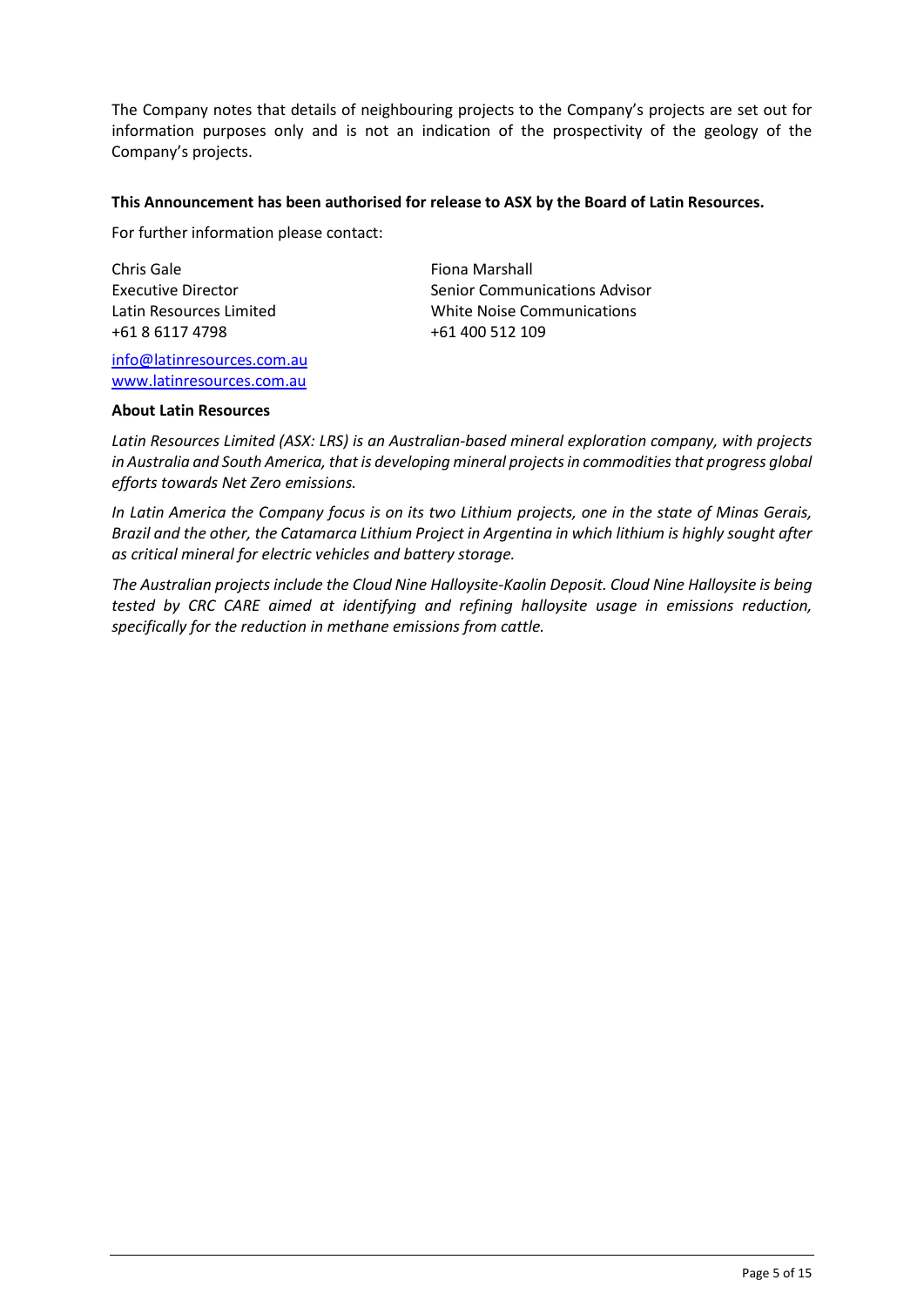The Company notes that details of neighbouring projects to the Company's projects are set out for information purposes only and is not an indication of the prospectivity of the geology of the Company's projects.

**This Announcement has been authorised for release to ASX by the Board of Latin Resources.**

For further information please contact:

Chris Gale
Executive Director
Latin Resources Limited
+61 8 6117 4798

Fiona Marshall
Senior Communications Advisor
White Noise Communications
+61 400 512 109

[info@latinresources.com.au](mailto:info@latinresources.com.au)
[www.latinresources.com.au](http://www.latinresources.com.au)

**About Latin Resources**

*Latin Resources Limited (ASX: LRS) is an Australian-based mineral exploration company, with projects in Australia and South America, that is developing mineral projects in commodities that progress global efforts towards Net Zero emissions.*

*In Latin America the Company focus is on its two Lithium projects, one in the state of Minas Gerais, Brazil and the other, the Catamarca Lithium Project in Argentina in which lithium is highly sought after as critical mineral for electric vehicles and battery storage.*

*The Australian projects include the Cloud Nine Halloysite-Kaolin Deposit. Cloud Nine Halloysite is being tested by CRC CARE aimed at identifying and refining halloysite usage in emissions reduction, specifically for the reduction in methane emissions from cattle.*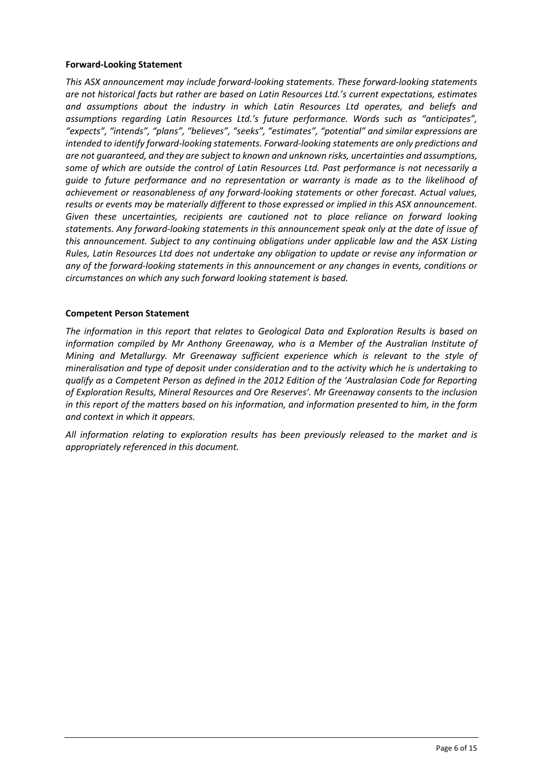**Forward-Looking Statement**

*This ASX announcement may include forward-looking statements. These forward-looking statements are not historical facts but rather are based on Latin Resources Ltd.'s current expectations, estimates and assumptions about the industry in which Latin Resources Ltd operates, and beliefs and assumptions regarding Latin Resources Ltd.'s future performance. Words such as "anticipates", "expects", "intends", "plans", "believes", "seeks", "estimates", "potential" and similar expressions are intended to identify forward-looking statements. Forward-looking statements are only predictions and are not guaranteed, and they are subject to known and unknown risks, uncertainties and assumptions, some of which are outside the control of Latin Resources Ltd. Past performance is not necessarily a guide to future performance and no representation or warranty is made as to the likelihood of achievement or reasonableness of any forward-looking statements or other forecast. Actual values, results or events may be materially different to those expressed or implied in this ASX announcement. Given these uncertainties, recipients are cautioned not to place reliance on forward looking statements. Any forward-looking statements in this announcement speak only at the date of issue of this announcement. Subject to any continuing obligations under applicable law and the ASX Listing Rules, Latin Resources Ltd does not undertake any obligation to update or revise any information or any of the forward-looking statements in this announcement or any changes in events, conditions or circumstances on which any such forward looking statement is based.*

**Competent Person Statement**

*The information in this report that relates to Geological Data and Exploration Results is based on information compiled by Mr Anthony Greenaway, who is a Member of the Australian Institute of Mining and Metallurgy. Mr Greenaway sufficient experience which is relevant to the style of mineralisation and type of deposit under consideration and to the activity which he is undertaking to qualify as a Competent Person as defined in the 2012 Edition of the 'Australasian Code for Reporting of Exploration Results, Mineral Resources and Ore Reserves'. Mr Greenaway consents to the inclusion in this report of the matters based on his information, and information presented to him, in the form and context in which it appears.*

*All information relating to exploration results has been previously released to the market and is appropriately referenced in this document.*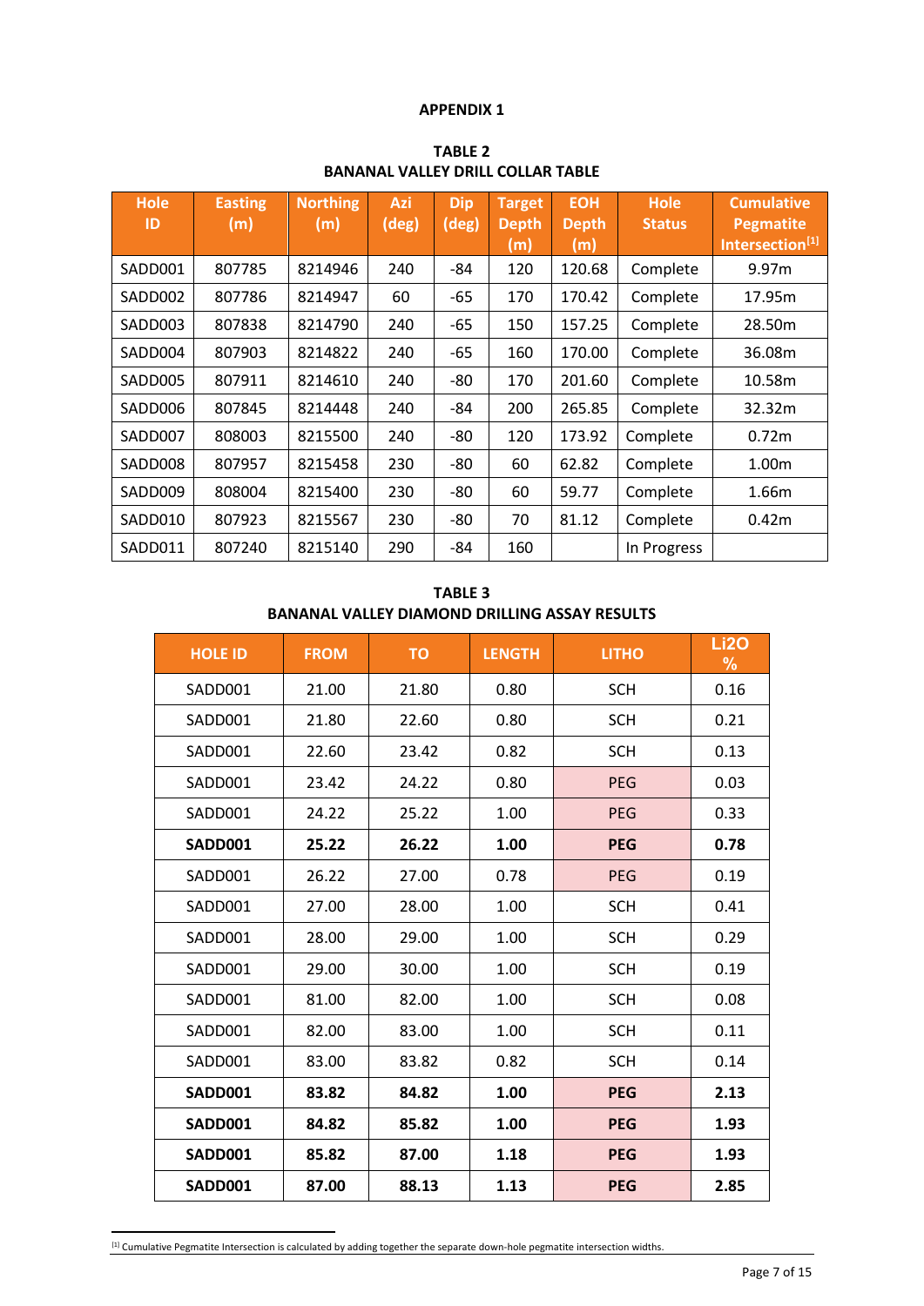# APPENDIX 1

## TABLE 2
## BANANAL VALLEY DRILL COLLAR TABLE

| Hole ID | Easting (m) | Northing (m) | Azi (deg) | Dip (deg) | Target Depth (m) | EOH Depth (m) | Hole Status | Cumulative Pegmatite Intersection[1] |
|---|---|---|---|---|---|---|---|---|
| SADD001 | 807785 | 8214946 | 240 | -84 | 120 | 120.68 | Complete | 9.97m |
| SADD002 | 807786 | 8214947 | 60 | -65 | 170 | 170.42 | Complete | 17.95m |
| SADD003 | 807838 | 8214790 | 240 | -65 | 150 | 157.25 | Complete | 28.50m |
| SADD004 | 807903 | 8214822 | 240 | -65 | 160 | 170.00 | Complete | 36.08m |
| SADD005 | 807911 | 8214610 | 240 | -80 | 170 | 201.60 | Complete | 10.58m |
| SADD006 | 807845 | 8214448 | 240 | -84 | 200 | 265.85 | Complete | 32.32m |
| SADD007 | 808003 | 8215500 | 240 | -80 | 120 | 173.92 | Complete | 0.72m |
| SADD008 | 807957 | 8215458 | 230 | -80 | 60 | 62.82 | Complete | 1.00m |
| SADD009 | 808004 | 8215400 | 230 | -80 | 60 | 59.77 | Complete | 1.66m |
| SADD010 | 807923 | 8215567 | 230 | -80 | 70 | 81.12 | Complete | 0.42m |
| SADD011 | 807240 | 8215140 | 290 | -84 | 160 | | In Progress | |

## TABLE 3
## BANANAL VALLEY DIAMOND DRILLING ASSAY RESULTS

| HOLE ID | FROM | TO | LENGTH | LITHO | $Li_2O$ % |
|---|---|---|---|---|---|
| SADD001 | 21.00 | 21.80 | 0.80 | SCH | 0.16 |
| SADD001 | 21.80 | 22.60 | 0.80 | SCH | 0.21 |
| SADD001 | 22.60 | 23.42 | 0.82 | SCH | 0.13 |
| SADD001 | 23.42 | 24.22 | 0.80 | PEG | 0.03 |
| SADD001 | 24.22 | 25.22 | 1.00 | PEG | 0.33 |
| **SADD001** | **25.22** | **26.22** | **1.00** | **PEG** | **0.78** |
| SADD001 | 26.22 | 27.00 | 0.78 | PEG | 0.19 |
| SADD001 | 27.00 | 28.00 | 1.00 | SCH | 0.41 |
| SADD001 | 28.00 | 29.00 | 1.00 | SCH | 0.29 |
| SADD001 | 29.00 | 30.00 | 1.00 | SCH | 0.19 |
| SADD001 | 81.00 | 82.00 | 1.00 | SCH | 0.08 |
| SADD001 | 82.00 | 83.00 | 1.00 | SCH | 0.11 |
| SADD001 | 83.00 | 83.82 | 0.82 | SCH | 0.14 |
| **SADD001** | **83.82** | **84.82** | **1.00** | **PEG** | **2.13** |
| **SADD001** | **84.82** | **85.82** | **1.00** | **PEG** | **1.93** |
| **SADD001** | **85.82** | **87.00** | **1.18** | **PEG** | **1.93** |
| **SADD001** | **87.00** | **88.13** | **1.13** | **PEG** | **2.85** |

[1] Cumulative Pegmatite Intersection is calculated by adding together the separate down-hole pegmatite intersection widths.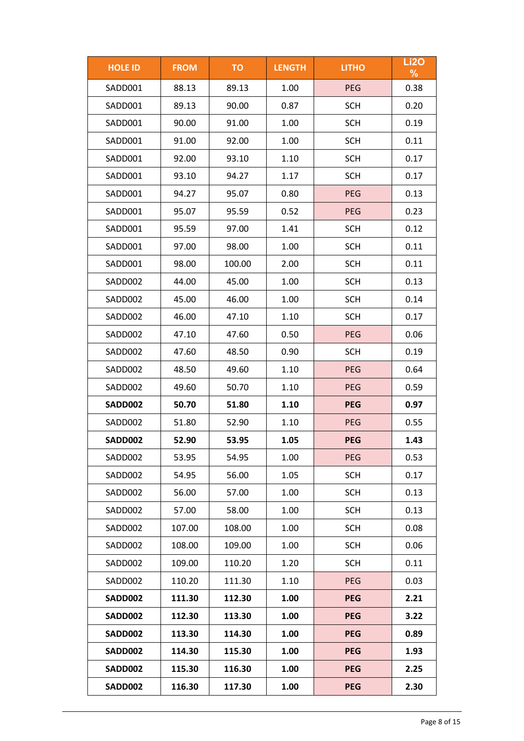| HOLE ID | FROM | TO | LENGTH | LITHO | Li2O % |
|---|---|---|---|---|---|
| SADD001 | 88.13 | 89.13 | 1.00 | PEG | 0.38 |
| SADD001 | 89.13 | 90.00 | 0.87 | SCH | 0.20 |
| SADD001 | 90.00 | 91.00 | 1.00 | SCH | 0.19 |
| SADD001 | 91.00 | 92.00 | 1.00 | SCH | 0.11 |
| SADD001 | 92.00 | 93.10 | 1.10 | SCH | 0.17 |
| SADD001 | 93.10 | 94.27 | 1.17 | SCH | 0.17 |
| SADD001 | 94.27 | 95.07 | 0.80 | PEG | 0.13 |
| SADD001 | 95.07 | 95.59 | 0.52 | PEG | 0.23 |
| SADD001 | 95.59 | 97.00 | 1.41 | SCH | 0.12 |
| SADD001 | 97.00 | 98.00 | 1.00 | SCH | 0.11 |
| SADD001 | 98.00 | 100.00 | 2.00 | SCH | 0.11 |
| SADD002 | 44.00 | 45.00 | 1.00 | SCH | 0.13 |
| SADD002 | 45.00 | 46.00 | 1.00 | SCH | 0.14 |
| SADD002 | 46.00 | 47.10 | 1.10 | SCH | 0.17 |
| SADD002 | 47.10 | 47.60 | 0.50 | PEG | 0.06 |
| SADD002 | 47.60 | 48.50 | 0.90 | SCH | 0.19 |
| SADD002 | 48.50 | 49.60 | 1.10 | PEG | 0.64 |
| SADD002 | 49.60 | 50.70 | 1.10 | PEG | 0.59 |
| **SADD002** | **50.70** | **51.80** | **1.10** | **PEG** | **0.97** |
| SADD002 | 51.80 | 52.90 | 1.10 | PEG | 0.55 |
| **SADD002** | **52.90** | **53.95** | **1.05** | **PEG** | **1.43** |
| SADD002 | 53.95 | 54.95 | 1.00 | PEG | 0.53 |
| SADD002 | 54.95 | 56.00 | 1.05 | SCH | 0.17 |
| SADD002 | 56.00 | 57.00 | 1.00 | SCH | 0.13 |
| SADD002 | 57.00 | 58.00 | 1.00 | SCH | 0.13 |
| SADD002 | 107.00 | 108.00 | 1.00 | SCH | 0.08 |
| SADD002 | 108.00 | 109.00 | 1.00 | SCH | 0.06 |
| SADD002 | 109.00 | 110.20 | 1.20 | SCH | 0.11 |
| SADD002 | 110.20 | 111.30 | 1.10 | PEG | 0.03 |
| **SADD002** | **111.30** | **112.30** | **1.00** | **PEG** | **2.21** |
| **SADD002** | **112.30** | **113.30** | **1.00** | **PEG** | **3.22** |
| **SADD002** | **113.30** | **114.30** | **1.00** | **PEG** | **0.89** |
| **SADD002** | **114.30** | **115.30** | **1.00** | **PEG** | **1.93** |
| **SADD002** | **115.30** | **116.30** | **1.00** | **PEG** | **2.25** |
| **SADD002** | **116.30** | **117.30** | **1.00** | **PEG** | **2.30** |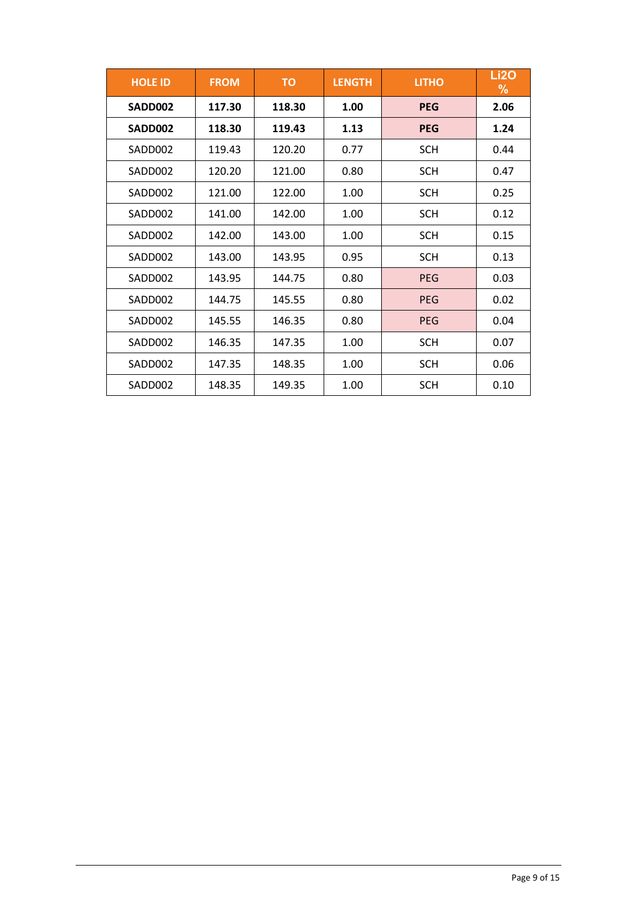| HOLE ID | FROM | TO | LENGTH | LITHO | Li2O % |
|---|---|---|---|---|---|
| **SADD002** | **117.30** | **118.30** | **1.00** | **PEG** | **2.06** |
| **SADD002** | **118.30** | **119.43** | **1.13** | **PEG** | **1.24** |
| SADD002 | 119.43 | 120.20 | 0.77 | SCH | 0.44 |
| SADD002 | 120.20 | 121.00 | 0.80 | SCH | 0.47 |
| SADD002 | 121.00 | 122.00 | 1.00 | SCH | 0.25 |
| SADD002 | 141.00 | 142.00 | 1.00 | SCH | 0.12 |
| SADD002 | 142.00 | 143.00 | 1.00 | SCH | 0.15 |
| SADD002 | 143.00 | 143.95 | 0.95 | SCH | 0.13 |
| SADD002 | 143.95 | 144.75 | 0.80 | PEG | 0.03 |
| SADD002 | 144.75 | 145.55 | 0.80 | PEG | 0.02 |
| SADD002 | 145.55 | 146.35 | 0.80 | PEG | 0.04 |
| SADD002 | 146.35 | 147.35 | 1.00 | SCH | 0.07 |
| SADD002 | 147.35 | 148.35 | 1.00 | SCH | 0.06 |
| SADD002 | 148.35 | 149.35 | 1.00 | SCH | 0.10 |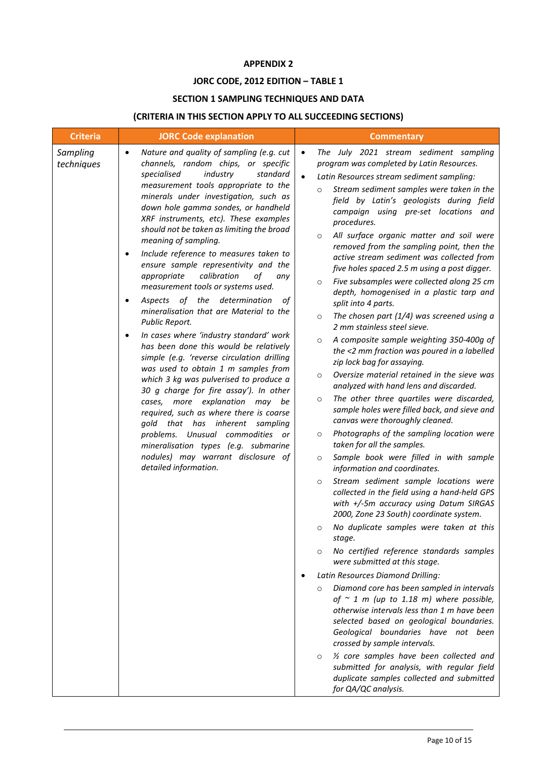**APPENDIX 2**

**JORC CODE, 2012 EDITION – TABLE 1**

**SECTION 1 SAMPLING TECHNIQUES AND DATA**

**(CRITERIA IN THIS SECTION APPLY TO ALL SUCCEEDING SECTIONS)**

| Criteria | JORC Code explanation | Commentary |
|---|---|---|
| *Sampling techniques* | • *Nature and quality of sampling (e.g. cut channels, random chips, or specific specialised industry standard measurement tools appropriate to the minerals under investigation, such as down hole gamma sondes, or handheld XRF instruments, etc). These examples should not be taken as limiting the broad meaning of sampling.*<br>• *Include reference to measures taken to ensure sample representivity and the appropriate calibration of any measurement tools or systems used.*<br>• *Aspects of the determination of mineralisation that are Material to the Public Report.*<br>• *In cases where 'industry standard' work has been done this would be relatively simple (e.g. 'reverse circulation drilling was used to obtain 1 m samples from which 3 kg was pulverised to produce a 30 g charge for fire assay'). In other cases, more explanation may be required, such as where there is coarse gold that has inherent sampling problems. Unusual commodities or mineralisation types (e.g. submarine nodules) may warrant disclosure of detailed information.* | • *The July 2021 stream sediment sampling program was completed by Latin Resources.*<br>• *Latin Resources stream sediment sampling:*<br>&nbsp;&nbsp;○ *Stream sediment samples were taken in the field by Latin's geologists during field campaign using pre-set locations and procedures.*<br>&nbsp;&nbsp;○ *All surface organic matter and soil were removed from the sampling point, then the active stream sediment was collected from five holes spaced 2.5 m using a post digger.*<br>&nbsp;&nbsp;○ *Five subsamples were collected along 25 cm depth, homogenised in a plastic tarp and split into 4 parts.*<br>&nbsp;&nbsp;○ *The chosen part (1/4) was screened using a 2 mm stainless steel sieve.*<br>&nbsp;&nbsp;○ *A composite sample weighting 350-400g of the <2 mm fraction was poured in a labelled zip lock bag for assaying.*<br>&nbsp;&nbsp;○ *Oversize material retained in the sieve was analyzed with hand lens and discarded.*<br>&nbsp;&nbsp;○ *The other three quartiles were discarded, sample holes were filled back, and sieve and canvas were thoroughly cleaned.*<br>&nbsp;&nbsp;○ *Photographs of the sampling location were taken for all the samples.*<br>&nbsp;&nbsp;○ *Sample book were filled in with sample information and coordinates.*<br>&nbsp;&nbsp;○ *Stream sediment sample locations were collected in the field using a hand-held GPS with +/-5m accuracy using Datum SIRGAS 2000, Zone 23 South) coordinate system.*<br>&nbsp;&nbsp;○ *No duplicate samples were taken at this stage.*<br>&nbsp;&nbsp;○ *No certified reference standards samples were submitted at this stage.*<br>• *Latin Resources Diamond Drilling:*<br>&nbsp;&nbsp;○ *Diamond core has been sampled in intervals of ~ 1 m (up to 1.18 m) where possible, otherwise intervals less than 1 m have been selected based on geological boundaries. Geological boundaries have not been crossed by sample intervals.*<br>&nbsp;&nbsp;○ *½ core samples have been collected and submitted for analysis, with regular field duplicate samples collected and submitted for QA/QC analysis.* |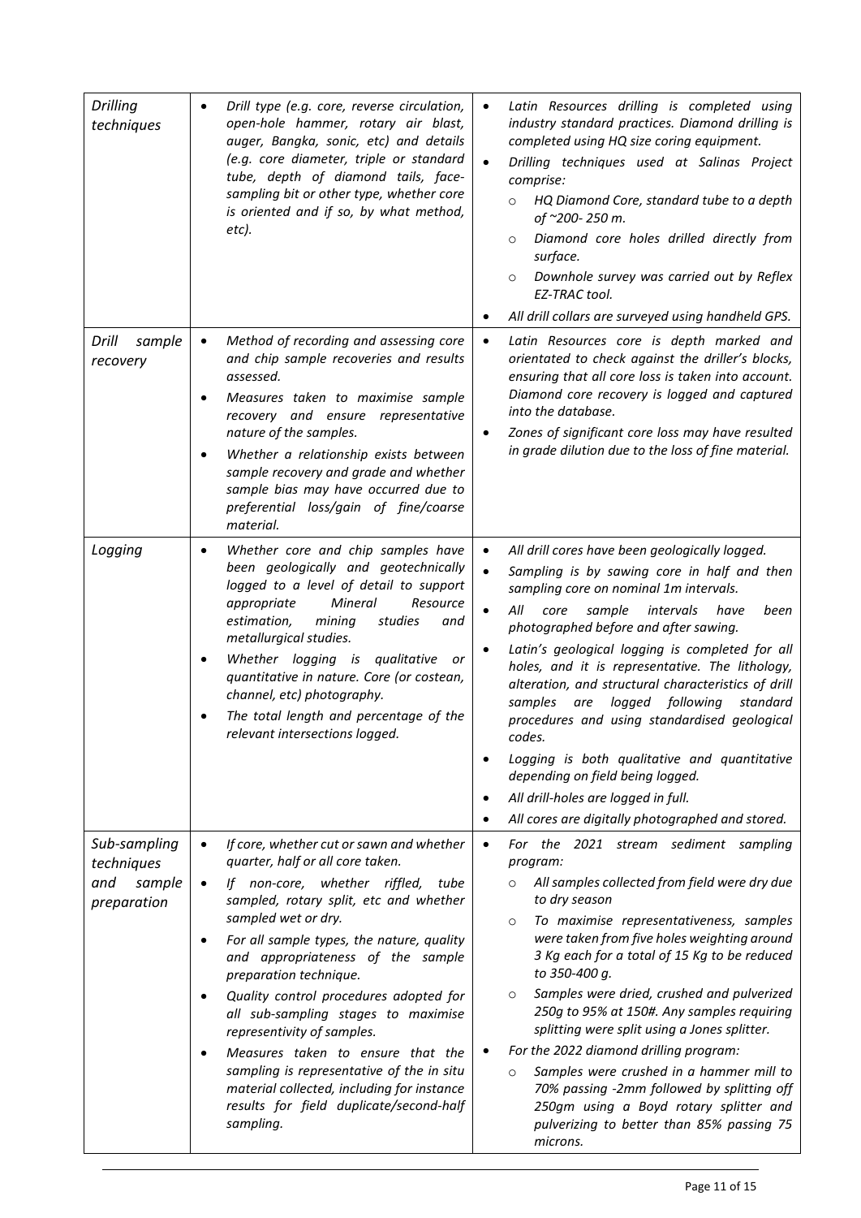| | | |
|---|---|---|
| *Drilling techniques* | • *Drill type (e.g. core, reverse circulation, open-hole hammer, rotary air blast, auger, Bangka, sonic, etc) and details (e.g. core diameter, triple or standard tube, depth of diamond tails, face-sampling bit or other type, whether core is oriented and if so, by what method, etc).* | • *Latin Resources drilling is completed using industry standard practices. Diamond drilling is completed using HQ size coring equipment.*<br>• *Drilling techniques used at Salinas Project comprise:*<br>  ○ *HQ Diamond Core, standard tube to a depth of ~200- 250 m.*<br>  ○ *Diamond core holes drilled directly from surface.*<br>  ○ *Downhole survey was carried out by Reflex EZ-TRAC tool.*<br>• *All drill collars are surveyed using handheld GPS.* |
| *Drill sample recovery* | • *Method of recording and assessing core and chip sample recoveries and results assessed.*<br>• *Measures taken to maximise sample recovery and ensure representative nature of the samples.*<br>• *Whether a relationship exists between sample recovery and grade and whether sample bias may have occurred due to preferential loss/gain of fine/coarse material.* | • *Latin Resources core is depth marked and orientated to check against the driller's blocks, ensuring that all core loss is taken into account. Diamond core recovery is logged and captured into the database.*<br>• *Zones of significant core loss may have resulted in grade dilution due to the loss of fine material.* |
| *Logging* | • *Whether core and chip samples have been geologically and geotechnically logged to a level of detail to support appropriate Mineral Resource estimation, mining studies and metallurgical studies.*<br>• *Whether logging is qualitative or quantitative in nature. Core (or costean, channel, etc) photography.*<br>• *The total length and percentage of the relevant intersections logged.* | • *All drill cores have been geologically logged.*<br>• *Sampling is by sawing core in half and then sampling core on nominal 1m intervals.*<br>• *All core sample intervals have been photographed before and after sawing.*<br>• *Latin's geological logging is completed for all holes, and it is representative. The lithology, alteration, and structural characteristics of drill samples are logged following standard procedures and using standardised geological codes.*<br>• *Logging is both qualitative and quantitative depending on field being logged.*<br>• *All drill-holes are logged in full.*<br>• *All cores are digitally photographed and stored.* |
| *Sub-sampling techniques and sample preparation* | • *If core, whether cut or sawn and whether quarter, half or all core taken.*<br>• *If non-core, whether riffled, tube sampled, rotary split, etc and whether sampled wet or dry.*<br>• *For all sample types, the nature, quality and appropriateness of the sample preparation technique.*<br>• *Quality control procedures adopted for all sub-sampling stages to maximise representivity of samples.*<br>• *Measures taken to ensure that the sampling is representative of the in situ material collected, including for instance results for field duplicate/second-half sampling.* | • *For the 2021 stream sediment sampling program:*<br>  ○ *All samples collected from field were dry due to dry season*<br>  ○ *To maximise representativeness, samples were taken from five holes weighting around 3 Kg each for a total of 15 Kg to be reduced to 350-400 g.*<br>  ○ *Samples were dried, crushed and pulverized 250g to 95% at 150#. Any samples requiring splitting were split using a Jones splitter.*<br>• *For the 2022 diamond drilling program:*<br>  ○ *Samples were crushed in a hammer mill to 70% passing -2mm followed by splitting off 250gm using a Boyd rotary splitter and pulverizing to better than 85% passing 75 microns.* |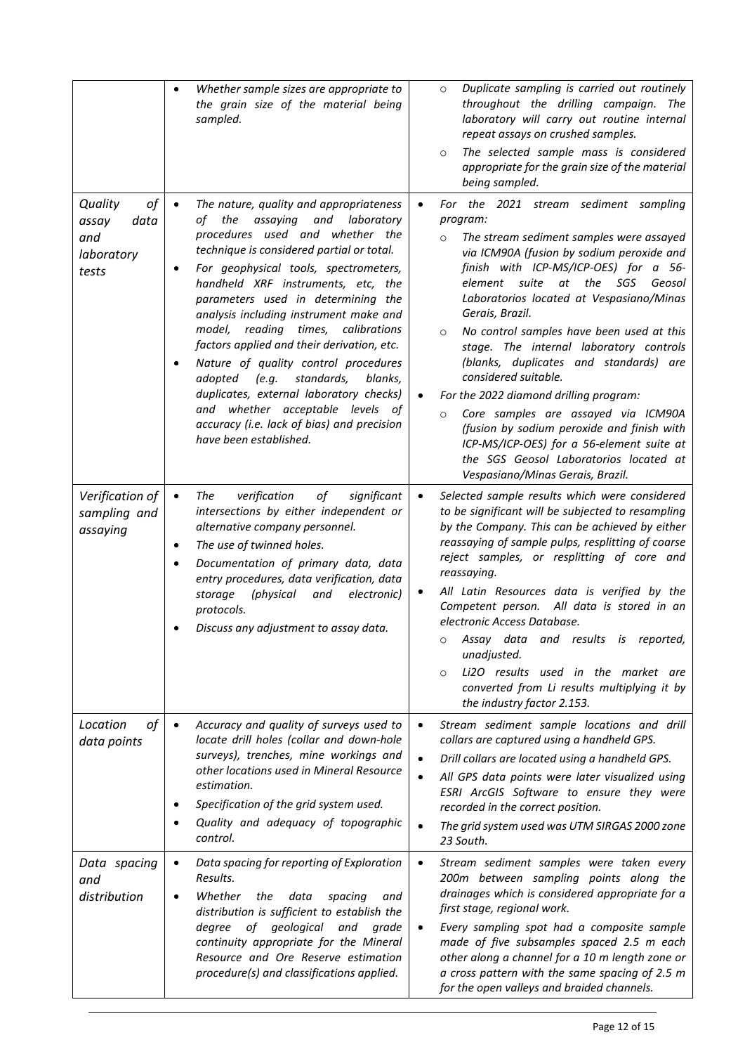| | | |
|---|---|---|
| | • *Whether sample sizes are appropriate to the grain size of the material being sampled.* | ○ *Duplicate sampling is carried out routinely throughout the drilling campaign. The laboratory will carry out routine internal repeat assays on crushed samples.*<br>○ *The selected sample mass is considered appropriate for the grain size of the material being sampled.* |
| *Quality of assay data and laboratory tests* | • *The nature, quality and appropriateness of the assaying and laboratory procedures used and whether the technique is considered partial or total.*<br>• *For geophysical tools, spectrometers, handheld XRF instruments, etc, the parameters used in determining the analysis including instrument make and model, reading times, calibrations factors applied and their derivation, etc.*<br>• *Nature of quality control procedures adopted (e.g. standards, blanks, duplicates, external laboratory checks) and whether acceptable levels of accuracy (i.e. lack of bias) and precision have been established.* | • *For the 2021 stream sediment sampling program:*<br>○ *The stream sediment samples were assayed via ICM90A (fusion by sodium peroxide and finish with ICP-MS/ICP-OES) for a 56-element suite at the SGS Geosol Laboratorios located at Vespasiano/Minas Gerais, Brazil.*<br>○ *No control samples have been used at this stage. The internal laboratory controls (blanks, duplicates and standards) are considered suitable.*<br>• *For the 2022 diamond drilling program:*<br>○ *Core samples are assayed via ICM90A (fusion by sodium peroxide and finish with ICP-MS/ICP-OES) for a 56-element suite at the SGS Geosol Laboratorios located at Vespasiano/Minas Gerais, Brazil.* |
| *Verification of sampling and assaying* | • *The verification of significant intersections by either independent or alternative company personnel.*<br>• *The use of twinned holes.*<br>• *Documentation of primary data, data entry procedures, data verification, data storage (physical and electronic) protocols.*<br>• *Discuss any adjustment to assay data.* | • *Selected sample results which were considered to be significant will be subjected to resampling by the Company. This can be achieved by either reassaying of sample pulps, resplitting of coarse reject samples, or resplitting of core and reassaying.*<br>• *All Latin Resources data is verified by the Competent person. All data is stored in an electronic Access Database.*<br>○ *Assay data and results is reported, unadjusted.*<br>○ *$Li_2O$ results used in the market are converted from Li results multiplying it by the industry factor 2.153.* |
| *Location of data points* | • *Accuracy and quality of surveys used to locate drill holes (collar and down-hole surveys), trenches, mine workings and other locations used in Mineral Resource estimation.*<br>• *Specification of the grid system used.*<br>• *Quality and adequacy of topographic control.* | • *Stream sediment sample locations and drill collars are captured using a handheld GPS.*<br>• *Drill collars are located using a handheld GPS.*<br>• *All GPS data points were later visualized using ESRI ArcGIS Software to ensure they were recorded in the correct position.*<br>• *The grid system used was UTM SIRGAS 2000 zone 23 South.* |
| *Data spacing and distribution* | • *Data spacing for reporting of Exploration Results.*<br>• *Whether the data spacing and distribution is sufficient to establish the degree of geological and grade continuity appropriate for the Mineral Resource and Ore Reserve estimation procedure(s) and classifications applied.* | • *Stream sediment samples were taken every 200m between sampling points along the drainages which is considered appropriate for a first stage, regional work.*<br>• *Every sampling spot had a composite sample made of five subsamples spaced 2.5 m each other along a channel for a 10 m length zone or a cross pattern with the same spacing of 2.5 m for the open valleys and braided channels.* |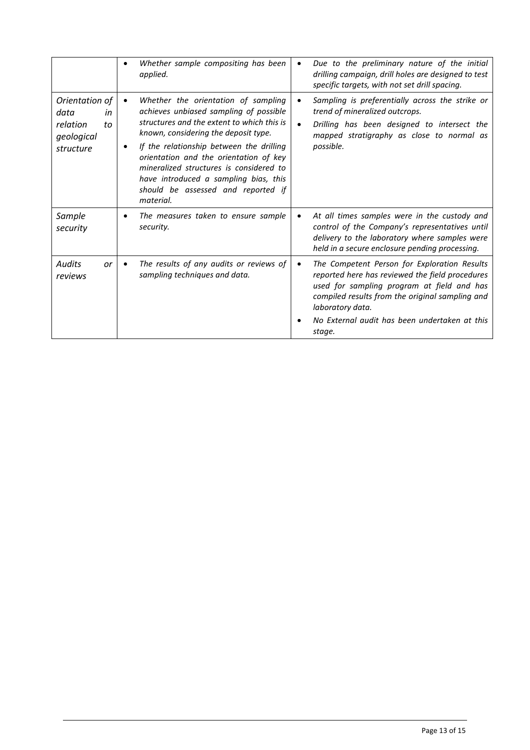| | | |
|---|---|---|
| | • *Whether sample compositing has been applied.* | • *Due to the preliminary nature of the initial drilling campaign, drill holes are designed to test specific targets, with not set drill spacing.* |
| *Orientation of data in relation to geological structure* | • *Whether the orientation of sampling achieves unbiased sampling of possible structures and the extent to which this is known, considering the deposit type.*<br>• *If the relationship between the drilling orientation and the orientation of key mineralized structures is considered to have introduced a sampling bias, this should be assessed and reported if material.* | • *Sampling is preferentially across the strike or trend of mineralized outcrops.*<br>• *Drilling has been designed to intersect the mapped stratigraphy as close to normal as possible.* |
| *Sample security* | • *The measures taken to ensure sample security.* | • *At all times samples were in the custody and control of the Company's representatives until delivery to the laboratory where samples were held in a secure enclosure pending processing.* |
| *Audits or reviews* | • *The results of any audits or reviews of sampling techniques and data.* | • *The Competent Person for Exploration Results reported here has reviewed the field procedures used for sampling program at field and has compiled results from the original sampling and laboratory data.*<br>• *No External audit has been undertaken at this stage.* |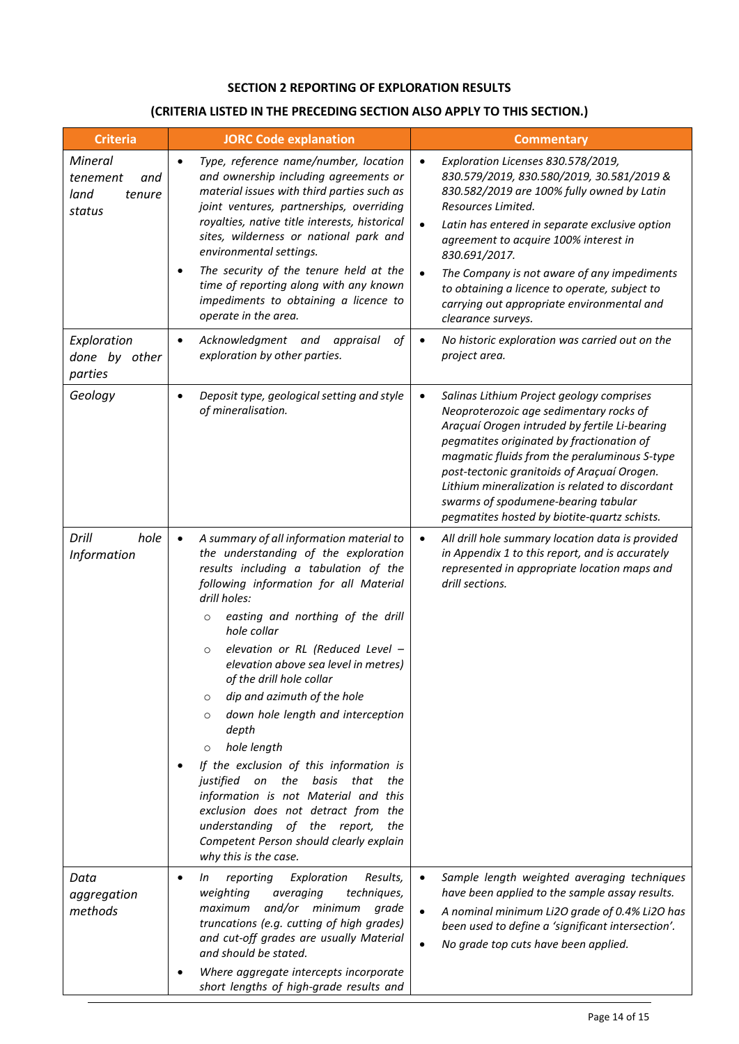**SECTION 2 REPORTING OF EXPLORATION RESULTS**

**(CRITERIA LISTED IN THE PRECEDING SECTION ALSO APPLY TO THIS SECTION.)**

| Criteria | JORC Code explanation | Commentary |
|---|---|---|
| *Mineral tenement and land tenure status* | • *Type, reference name/number, location and ownership including agreements or material issues with third parties such as joint ventures, partnerships, overriding royalties, native title interests, historical sites, wilderness or national park and environmental settings.*<br>• *The security of the tenure held at the time of reporting along with any known impediments to obtaining a licence to operate in the area.* | • *Exploration Licenses 830.578/2019, 830.579/2019, 830.580/2019, 30.581/2019 & 830.582/2019 are 100% fully owned by Latin Resources Limited.*<br>• *Latin has entered in separate exclusive option agreement to acquire 100% interest in 830.691/2017.*<br>• *The Company is not aware of any impediments to obtaining a licence to operate, subject to carrying out appropriate environmental and clearance surveys.* |
| *Exploration done by other parties* | • *Acknowledgment and appraisal of exploration by other parties.* | • *No historic exploration was carried out on the project area.* |
| *Geology* | • *Deposit type, geological setting and style of mineralisation.* | • *Salinas Lithium Project geology comprises Neoproterozoic age sedimentary rocks of Araçuaí Orogen intruded by fertile Li-bearing pegmatites originated by fractionation of magmatic fluids from the peraluminous S-type post-tectonic granitoids of Araçuaí Orogen. Lithium mineralization is related to discordant swarms of spodumene-bearing tabular pegmatites hosted by biotite-quartz schists.* |
| *Drill hole Information* | • *A summary of all information material to the understanding of the exploration results including a tabulation of the following information for all Material drill holes:*<br>  ○ *easting and northing of the drill hole collar*<br>  ○ *elevation or RL (Reduced Level – elevation above sea level in metres) of the drill hole collar*<br>  ○ *dip and azimuth of the hole*<br>  ○ *down hole length and interception depth*<br>  ○ *hole length*<br>• *If the exclusion of this information is justified on the basis that the information is not Material and this exclusion does not detract from the understanding of the report, the Competent Person should clearly explain why this is the case.* | • *All drill hole summary location data is provided in Appendix 1 to this report, and is accurately represented in appropriate location maps and drill sections.* |
| *Data aggregation methods* | • *In reporting Exploration Results, weighting averaging techniques, maximum and/or minimum grade truncations (e.g. cutting of high grades) and cut-off grades are usually Material and should be stated.*<br>• *Where aggregate intercepts incorporate short lengths of high-grade results and* | • *Sample length weighted averaging techniques have been applied to the sample assay results.*<br>• *A nominal minimum Li2O grade of 0.4% Li2O has been used to define a 'significant intersection'.*<br>• *No grade top cuts have been applied.* |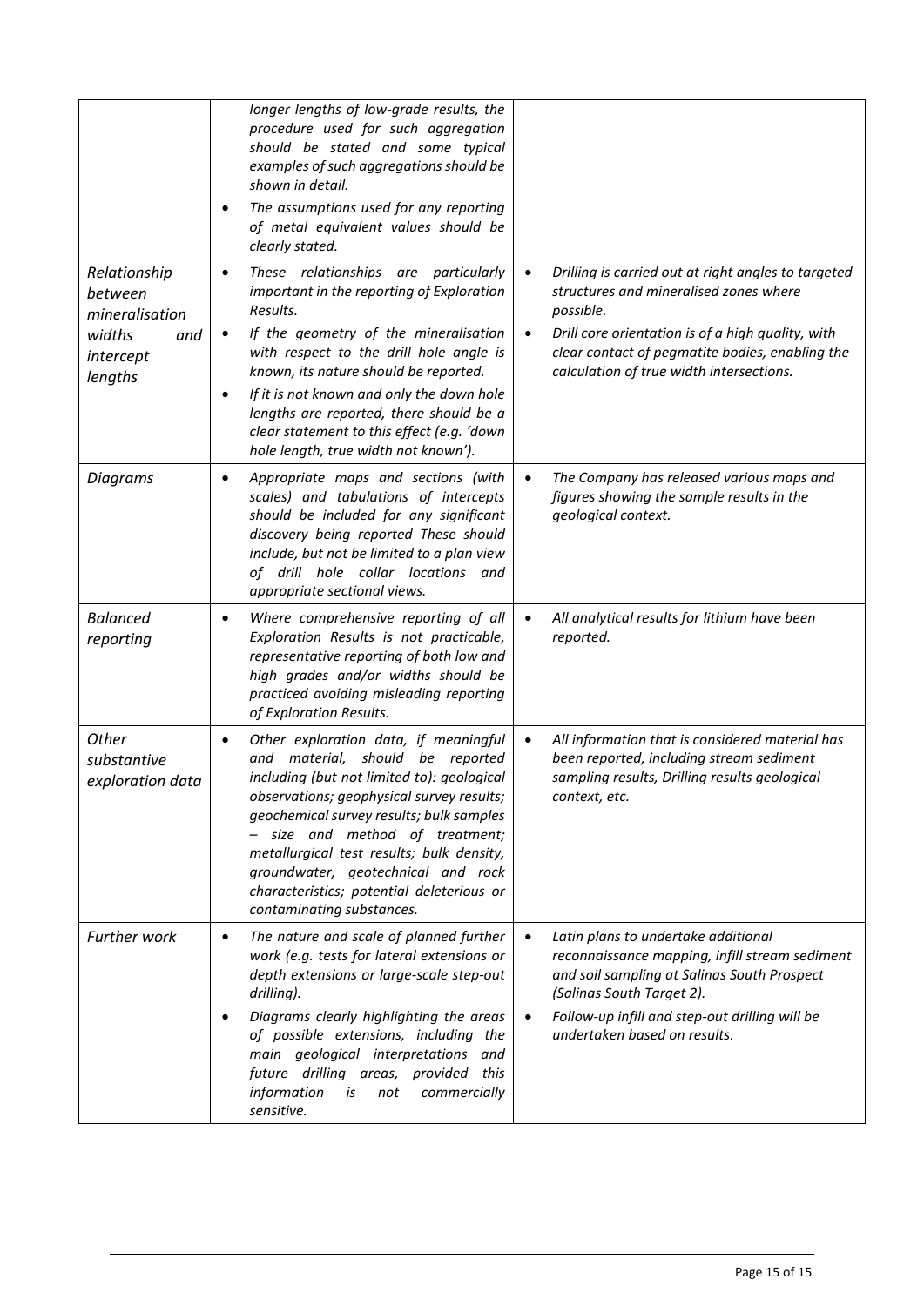| | | |
|---|---|---|
| | • *longer lengths of low-grade results, the procedure used for such aggregation should be stated and some typical examples of such aggregations should be shown in detail.*<br>• *The assumptions used for any reporting of metal equivalent values should be clearly stated.* | |
| *Relationship between mineralisation widths and intercept lengths* | • *These relationships are particularly important in the reporting of Exploration Results.*<br>• *If the geometry of the mineralisation with respect to the drill hole angle is known, its nature should be reported.*<br>• *If it is not known and only the down hole lengths are reported, there should be a clear statement to this effect (e.g. 'down hole length, true width not known').* | • *Drilling is carried out at right angles to targeted structures and mineralised zones where possible.*<br>• *Drill core orientation is of a high quality, with clear contact of pegmatite bodies, enabling the calculation of true width intersections.* |
| *Diagrams* | • *Appropriate maps and sections (with scales) and tabulations of intercepts should be included for any significant discovery being reported These should include, but not be limited to a plan view of drill hole collar locations and appropriate sectional views.* | • *The Company has released various maps and figures showing the sample results in the geological context.* |
| *Balanced reporting* | • *Where comprehensive reporting of all Exploration Results is not practicable, representative reporting of both low and high grades and/or widths should be practiced avoiding misleading reporting of Exploration Results.* | • *All analytical results for lithium have been reported.* |
| *Other substantive exploration data* | • *Other exploration data, if meaningful and material, should be reported including (but not limited to): geological observations; geophysical survey results; geochemical survey results; bulk samples – size and method of treatment; metallurgical test results; bulk density, groundwater, geotechnical and rock characteristics; potential deleterious or contaminating substances.* | • *All information that is considered material has been reported, including stream sediment sampling results, Drilling results geological context, etc.* |
| *Further work* | • *The nature and scale of planned further work (e.g. tests for lateral extensions or depth extensions or large-scale step-out drilling).*<br>• *Diagrams clearly highlighting the areas of possible extensions, including the main geological interpretations and future drilling areas, provided this information is not commercially sensitive.* | • *Latin plans to undertake additional reconnaissance mapping, infill stream sediment and soil sampling at Salinas South Prospect (Salinas South Target 2).*<br>• *Follow-up infill and step-out drilling will be undertaken based on results.* |